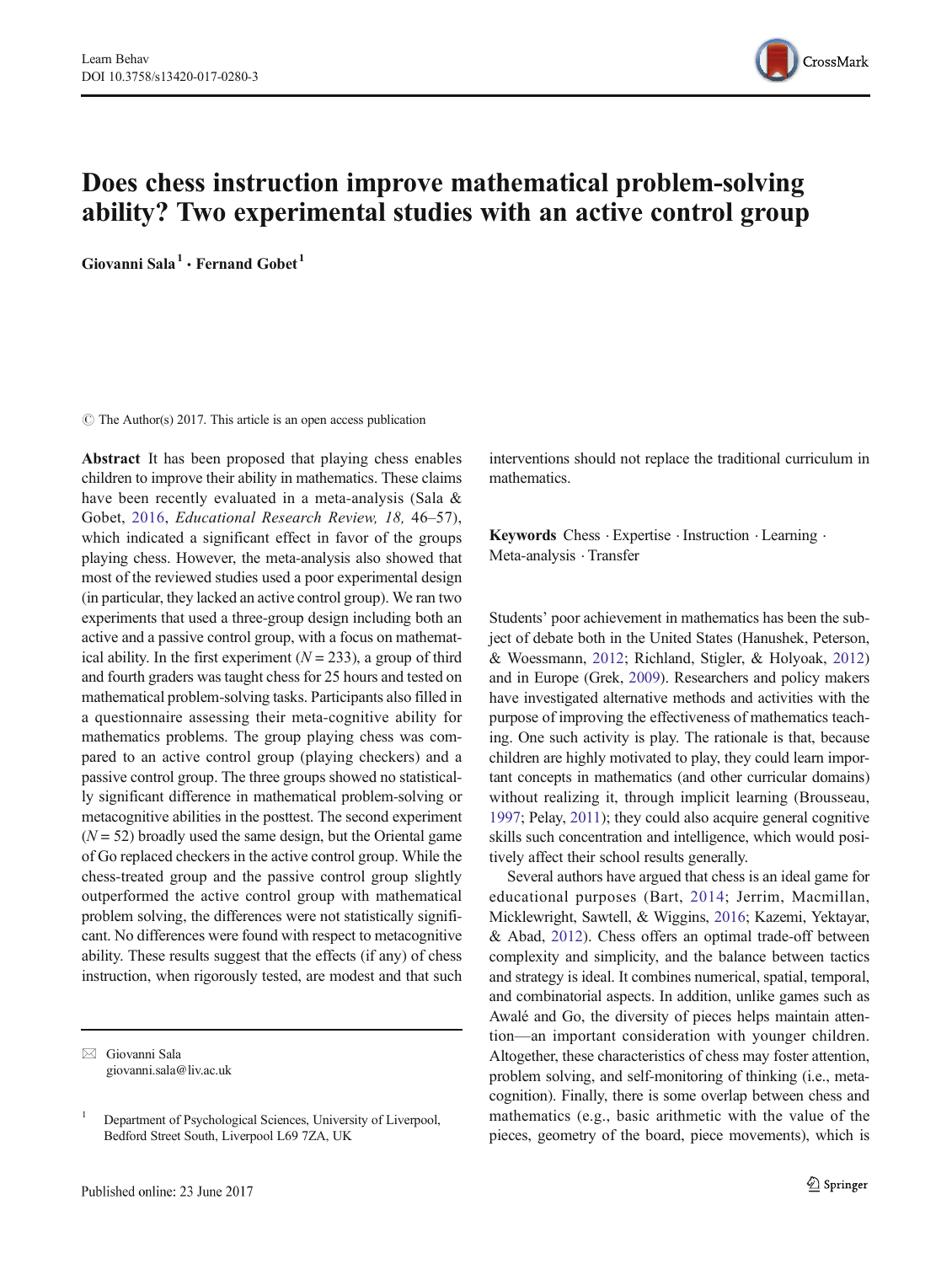# Does chess instruction improve mathematical problem-solving ability? Two experimental studies with an active control group

**Giovanni Sala**[1] **· Fernand Gobet**[1]

© The Author(s) 2017. This article is an open access publication

**Abstract** It has been proposed that playing chess enables children to improve their ability in mathematics. These claims have been recently evaluated in a meta-analysis (Sala & Gobet, 2016, *Educational Research Review, 18,* 46–57), which indicated a significant effect in favor of the groups playing chess. However, the meta-analysis also showed that most of the reviewed studies used a poor experimental design (in particular, they lacked an active control group). We ran two experiments that used a three-group design including both an active and a passive control group, with a focus on mathematical ability. In the first experiment ($N = 233$), a group of third and fourth graders was taught chess for 25 hours and tested on mathematical problem-solving tasks. Participants also filled in a questionnaire assessing their meta-cognitive ability for mathematics problems. The group playing chess was compared to an active control group (playing checkers) and a passive control group. The three groups showed no statistically significant difference in mathematical problem-solving or metacognitive abilities in the posttest. The second experiment ($N = 52$) broadly used the same design, but the Oriental game of Go replaced checkers in the active control group. While the chess-treated group and the passive control group slightly outperformed the active control group with mathematical problem solving, the differences were not statistically significant. No differences were found with respect to metacognitive ability. These results suggest that the effects (if any) of chess instruction, when rigorously tested, are modest and that such interventions should not replace the traditional curriculum in mathematics.

**Keywords** Chess · Expertise · Instruction · Learning · Meta-analysis · Transfer

✉ Giovanni Sala
giovanni.sala@liv.ac.uk

[1] Department of Psychological Sciences, University of Liverpool, Bedford Street South, Liverpool L69 7ZA, UK

Students' poor achievement in mathematics has been the subject of debate both in the United States (Hanushek, Peterson, & Woessmann, 2012; Richland, Stigler, & Holyoak, 2012) and in Europe (Grek, 2009). Researchers and policy makers have investigated alternative methods and activities with the purpose of improving the effectiveness of mathematics teaching. One such activity is play. The rationale is that, because children are highly motivated to play, they could learn important concepts in mathematics (and other curricular domains) without realizing it, through implicit learning (Brousseau, 1997; Pelay, 2011); they could also acquire general cognitive skills such concentration and intelligence, which would positively affect their school results generally.

Several authors have argued that chess is an ideal game for educational purposes (Bart, 2014; Jerrim, Macmillan, Micklewright, Sawtell, & Wiggins, 2016; Kazemi, Yektayar, & Abad, 2012). Chess offers an optimal trade-off between complexity and simplicity, and the balance between tactics and strategy is ideal. It combines numerical, spatial, temporal, and combinatorial aspects. In addition, unlike games such as Awalé and Go, the diversity of pieces helps maintain attention—an important consideration with younger children. Altogether, these characteristics of chess may foster attention, problem solving, and self-monitoring of thinking (i.e., metacognition). Finally, there is some overlap between chess and mathematics (e.g., basic arithmetic with the value of the pieces, geometry of the board, piece movements), which is

Published online: 23 June 2017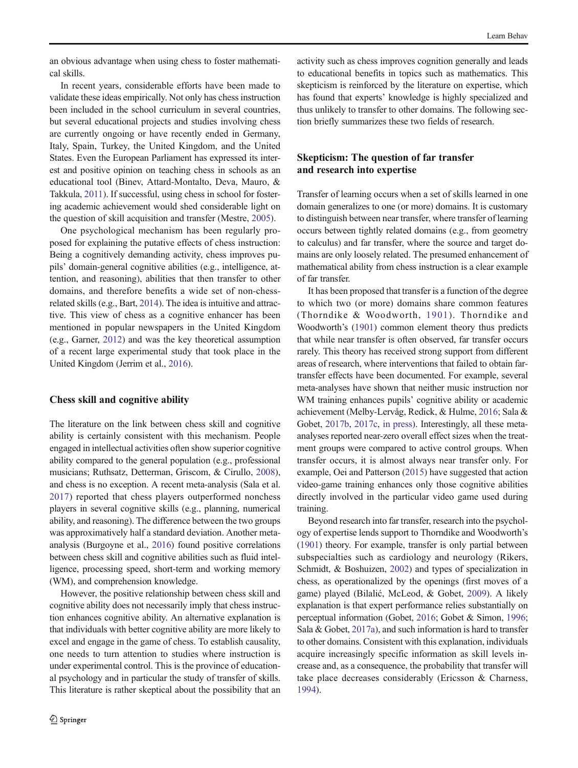an obvious advantage when using chess to foster mathematical skills.

In recent years, considerable efforts have been made to validate these ideas empirically. Not only has chess instruction been included in the school curriculum in several countries, but several educational projects and studies involving chess are currently ongoing or have recently ended in Germany, Italy, Spain, Turkey, the United Kingdom, and the United States. Even the European Parliament has expressed its interest and positive opinion on teaching chess in schools as an educational tool (Binev, Attard-Montalto, Deva, Mauro, & Takkula, 2011). If successful, using chess in school for fostering academic achievement would shed considerable light on the question of skill acquisition and transfer (Mestre, 2005).

One psychological mechanism has been regularly proposed for explaining the putative effects of chess instruction: Being a cognitively demanding activity, chess improves pupils' domain-general cognitive abilities (e.g., intelligence, attention, and reasoning), abilities that then transfer to other domains, and therefore benefits a wide set of non-chess-related skills (e.g., Bart, 2014). The idea is intuitive and attractive. This view of chess as a cognitive enhancer has been mentioned in popular newspapers in the United Kingdom (e.g., Garner, 2012) and was the key theoretical assumption of a recent large experimental study that took place in the United Kingdom (Jerrim et al., 2016).

## Chess skill and cognitive ability

The literature on the link between chess skill and cognitive ability is certainly consistent with this mechanism. People engaged in intellectual activities often show superior cognitive ability compared to the general population (e.g., professional musicians; Ruthsatz, Detterman, Griscom, & Cirullo, 2008), and chess is no exception. A recent meta-analysis (Sala et al. 2017) reported that chess players outperformed nonchess players in several cognitive skills (e.g., planning, numerical ability, and reasoning). The difference between the two groups was approximatively half a standard deviation. Another meta-analysis (Burgoyne et al., 2016) found positive correlations between chess skill and cognitive abilities such as fluid intelligence, processing speed, short-term and working memory (WM), and comprehension knowledge.

However, the positive relationship between chess skill and cognitive ability does not necessarily imply that chess instruction enhances cognitive ability. An alternative explanation is that individuals with better cognitive ability are more likely to excel and engage in the game of chess. To establish causality, one needs to turn attention to studies where instruction is under experimental control. This is the province of educational psychology and in particular the study of transfer of skills. This literature is rather skeptical about the possibility that an activity such as chess improves cognition generally and leads to educational benefits in topics such as mathematics. This skepticism is reinforced by the literature on expertise, which has found that experts' knowledge is highly specialized and thus unlikely to transfer to other domains. The following section briefly summarizes these two fields of research.

## Skepticism: The question of far transfer and research into expertise

Transfer of learning occurs when a set of skills learned in one domain generalizes to one (or more) domains. It is customary to distinguish between near transfer, where transfer of learning occurs between tightly related domains (e.g., from geometry to calculus) and far transfer, where the source and target domains are only loosely related. The presumed enhancement of mathematical ability from chess instruction is a clear example of far transfer.

It has been proposed that transfer is a function of the degree to which two (or more) domains share common features (Thorndike & Woodworth, 1901). Thorndike and Woodworth's (1901) common element theory thus predicts that while near transfer is often observed, far transfer occurs rarely. This theory has received strong support from different areas of research, where interventions that failed to obtain far-transfer effects have been documented. For example, several meta-analyses have shown that neither music instruction nor WM training enhances pupils' cognitive ability or academic achievement (Melby-Lervåg, Redick, & Hulme, 2016; Sala & Gobet, 2017b, 2017c, in press). Interestingly, all these meta-analyses reported near-zero overall effect sizes when the treatment groups were compared to active control groups. When transfer occurs, it is almost always near transfer only. For example, Oei and Patterson (2015) have suggested that action video-game training enhances only those cognitive abilities directly involved in the particular video game used during training.

Beyond research into far transfer, research into the psychology of expertise lends support to Thorndike and Woodworth's (1901) theory. For example, transfer is only partial between subspecialties such as cardiology and neurology (Rikers, Schmidt, & Boshuizen, 2002) and types of specialization in chess, as operationalized by the openings (first moves of a game) played (Bilalić, McLeod, & Gobet, 2009). A likely explanation is that expert performance relies substantially on perceptual information (Gobet, 2016; Gobet & Simon, 1996; Sala & Gobet, 2017a), and such information is hard to transfer to other domains. Consistent with this explanation, individuals acquire increasingly specific information as skill levels increase and, as a consequence, the probability that transfer will take place decreases considerably (Ericsson & Charness, 1994).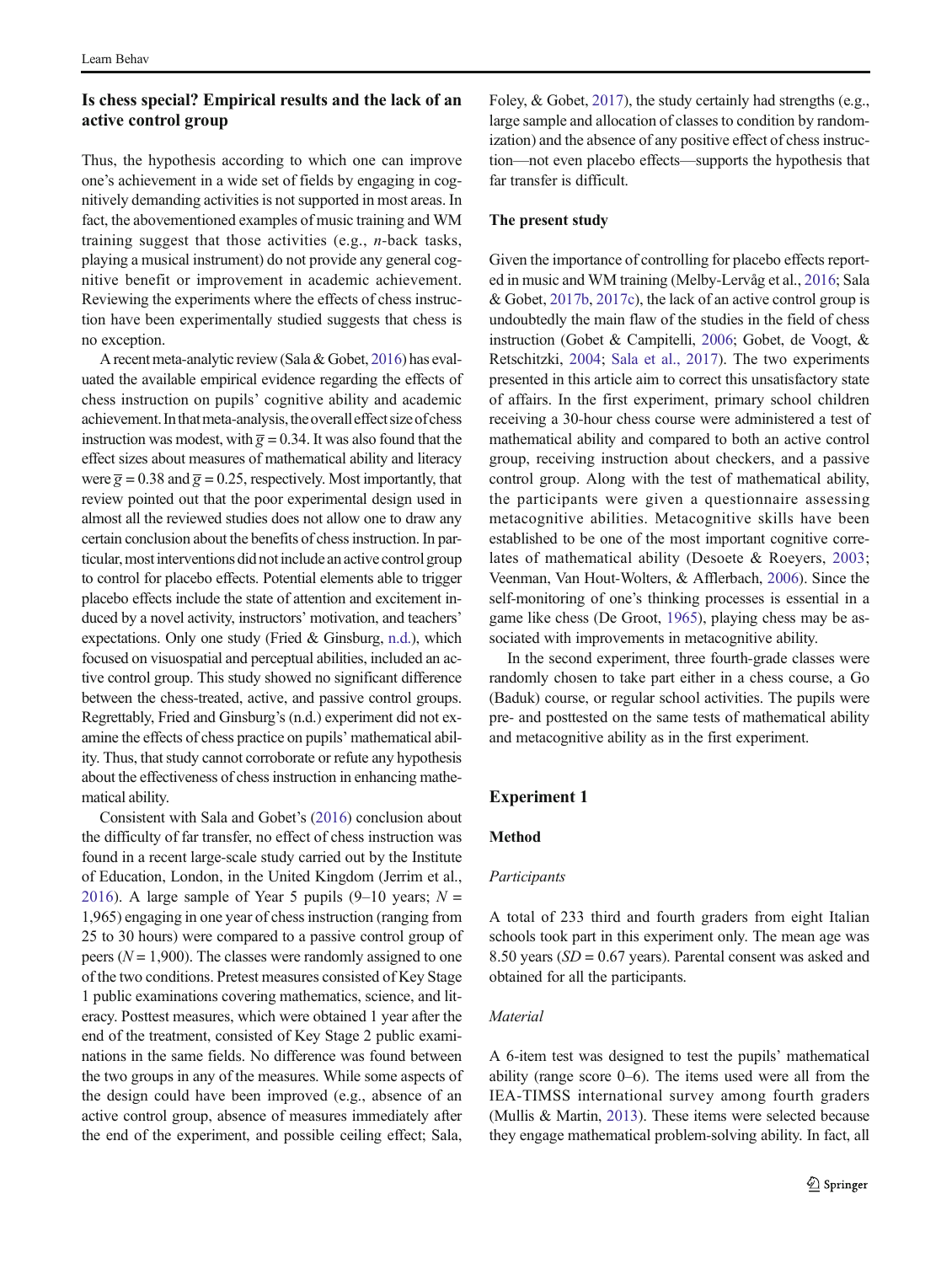## Is chess special? Empirical results and the lack of an active control group

Thus, the hypothesis according to which one can improve one's achievement in a wide set of fields by engaging in cognitively demanding activities is not supported in most areas. In fact, the abovementioned examples of music training and WM training suggest that those activities (e.g., *n*-back tasks, playing a musical instrument) do not provide any general cognitive benefit or improvement in academic achievement. Reviewing the experiments where the effects of chess instruction have been experimentally studied suggests that chess is no exception.

A recent meta-analytic review (Sala & Gobet, 2016) has evaluated the available empirical evidence regarding the effects of chess instruction on pupils' cognitive ability and academic achievement. In that meta-analysis, the overall effect size of chess instruction was modest, with $\overline{g} = 0.34$. It was also found that the effect sizes about measures of mathematical ability and literacy were $\overline{g} = 0.38$ and $\overline{g} = 0.25$, respectively. Most importantly, that review pointed out that the poor experimental design used in almost all the reviewed studies does not allow one to draw any certain conclusion about the benefits of chess instruction. In particular, most interventions did not include an active control group to control for placebo effects. Potential elements able to trigger placebo effects include the state of attention and excitement induced by a novel activity, instructors' motivation, and teachers' expectations. Only one study (Fried & Ginsburg, n.d.), which focused on visuospatial and perceptual abilities, included an active control group. This study showed no significant difference between the chess-treated, active, and passive control groups. Regrettably, Fried and Ginsburg's (n.d.) experiment did not examine the effects of chess practice on pupils' mathematical ability. Thus, that study cannot corroborate or refute any hypothesis about the effectiveness of chess instruction in enhancing mathematical ability.

Consistent with Sala and Gobet's (2016) conclusion about the difficulty of far transfer, no effect of chess instruction was found in a recent large-scale study carried out by the Institute of Education, London, in the United Kingdom (Jerrim et al., 2016). A large sample of Year 5 pupils (9–10 years; $N$ = 1,965) engaging in one year of chess instruction (ranging from 25 to 30 hours) were compared to a passive control group of peers ($N$ = 1,900). The classes were randomly assigned to one of the two conditions. Pretest measures consisted of Key Stage 1 public examinations covering mathematics, science, and literacy. Posttest measures, which were obtained 1 year after the end of the treatment, consisted of Key Stage 2 public examinations in the same fields. No difference was found between the two groups in any of the measures. While some aspects of the design could have been improved (e.g., absence of an active control group, absence of measures immediately after the end of the experiment, and possible ceiling effect; Sala, Foley, & Gobet, 2017), the study certainly had strengths (e.g., large sample and allocation of classes to condition by randomization) and the absence of any positive effect of chess instruction—not even placebo effects—supports the hypothesis that far transfer is difficult.

### The present study

Given the importance of controlling for placebo effects reported in music and WM training (Melby-Lervåg et al., 2016; Sala & Gobet, 2017b, 2017c), the lack of an active control group is undoubtedly the main flaw of the studies in the field of chess instruction (Gobet & Campitelli, 2006; Gobet, de Voogt, & Retschitzki, 2004; Sala et al., 2017). The two experiments presented in this article aim to correct this unsatisfactory state of affairs. In the first experiment, primary school children receiving a 30-hour chess course were administered a test of mathematical ability and compared to both an active control group, receiving instruction about checkers, and a passive control group. Along with the test of mathematical ability, the participants were given a questionnaire assessing metacognitive abilities. Metacognitive skills have been established to be one of the most important cognitive correlates of mathematical ability (Desoete & Roeyers, 2003; Veenman, Van Hout-Wolters, & Afflerbach, 2006). Since the self-monitoring of one's thinking processes is essential in a game like chess (De Groot, 1965), playing chess may be associated with improvements in metacognitive ability.

In the second experiment, three fourth-grade classes were randomly chosen to take part either in a chess course, a Go (Baduk) course, or regular school activities. The pupils were pre- and posttested on the same tests of mathematical ability and metacognitive ability as in the first experiment.

## Experiment 1

### Method

#### *Participants*

A total of 233 third and fourth graders from eight Italian schools took part in this experiment only. The mean age was 8.50 years ($SD$ = 0.67 years). Parental consent was asked and obtained for all the participants.

#### *Material*

A 6-item test was designed to test the pupils' mathematical ability (range score 0–6). The items used were all from the IEA-TIMSS international survey among fourth graders (Mullis & Martin, 2013). These items were selected because they engage mathematical problem-solving ability. In fact, all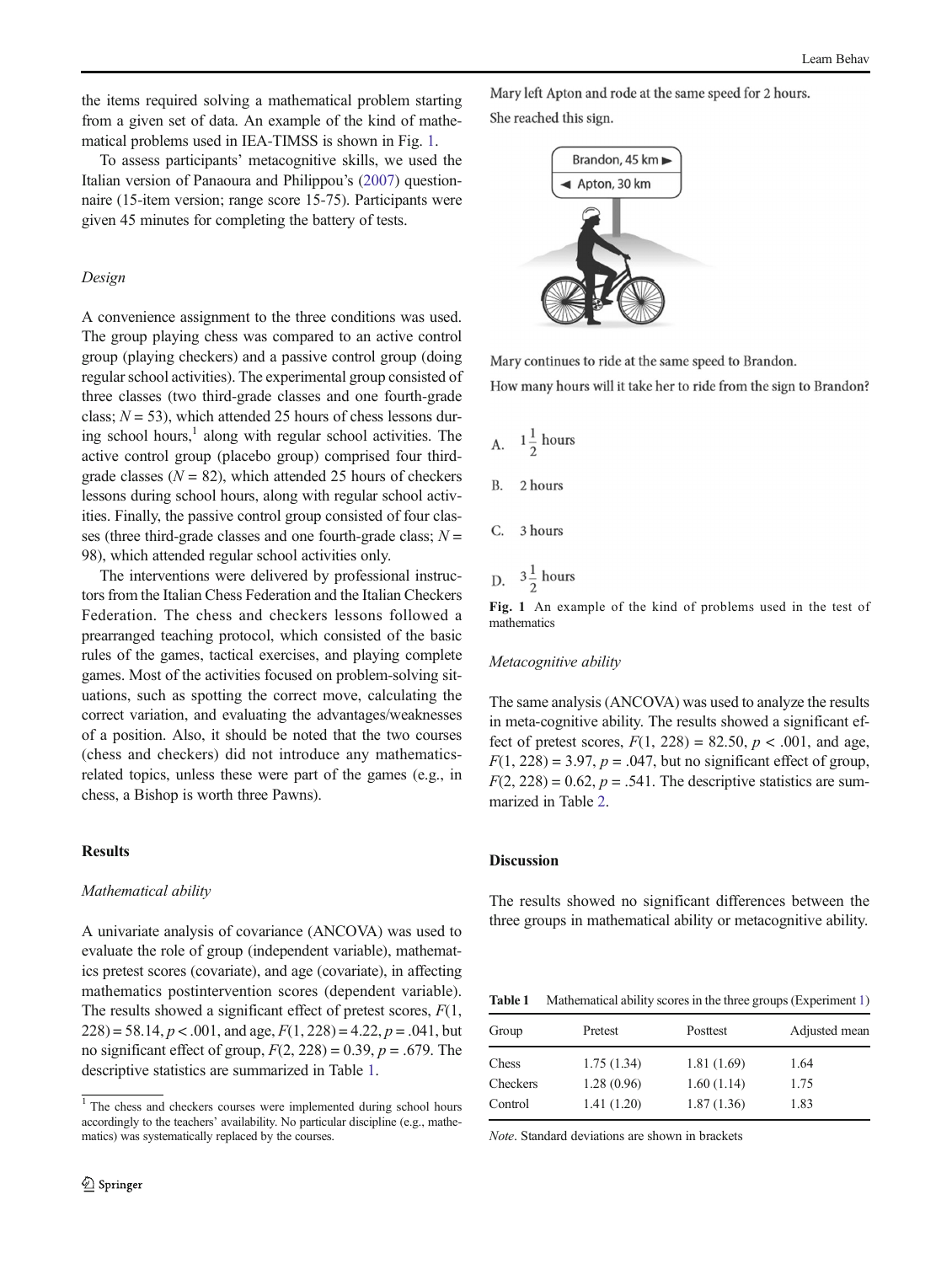the items required solving a mathematical problem starting from a given set of data. An example of the kind of mathematical problems used in IEA-TIMSS is shown in Fig. 1.

To assess participants' metacognitive skills, we used the Italian version of Panaoura and Philippou's (2007) questionnaire (15-item version; range score 15-75). Participants were given 45 minutes for completing the battery of tests.

### *Design*

A convenience assignment to the three conditions was used. The group playing chess was compared to an active control group (playing checkers) and a passive control (doing regular school activities). The experimental group consisted of three classes (two third-grade classes and one fourth-grade class; $N = 53$), which attended 25 hours of chess lessons during school hours,[1] along with regular school activities. The active control group (placebo group) comprised four third-grade classes ($N = 82$), which attended 25 hours of checkers lessons during school hours, along with regular school activities. Finally, the passive control group consisted of four classes (three third-grade classes and one fourth-grade class; $N = 98$), which attended regular school activities only.

The interventions were delivered by professional instructors from the Italian Chess Federation and the Italian Checkers Federation. The chess and checkers lessons followed a prearranged teaching protocol, which consisted of the basic rules of the games, tactical exercises, and playing complete games. Most of the activities focused on problem-solving situations, such as spotting the correct move, calculating the correct variation, and evaluating the advantages/weaknesses of a position. Also, it should be noted that the two courses (chess and checkers) did not introduce any mathematics-related topics, unless these were part of the games (e.g., in chess, a Bishop is worth three Pawns).

## Results

### *Mathematical ability*

A univariate analysis of covariance (ANCOVA) was used to evaluate the role of group (independent variable), mathematics pretest scores (covariate), and age (covariate), in affecting mathematics postintervention scores (dependent variable). The results showed a significant effect of pretest scores, $F(1, 228) = 58.14$, $p < .001$, and age, $F(1, 228) = 4.22$, $p = .041$, but no significant effect of group, $F(2, 228) = 0.39$, $p = .679$. The descriptive statistics are summarized in Table 1.

[1] The chess and checkers courses were implemented during school hours accordingly to the teachers' availability. No particular discipline (e.g., mathematics) was systematically replaced by the courses.

Mary left Apton and rode at the same speed for 2 hours.
She reached this sign.

Brandon, 45 km ►
◄ Apton, 30 km

Mary continues to ride at the same speed to Brandon.
How many hours will it take her to ride from the sign to Brandon?

A. $1\frac{1}{2}$ hours

B. 2 hours

C. 3 hours

D. $3\frac{1}{2}$ hours

**Fig. 1** An example of the kind of problems used in the test of mathematics

### *Metacognitive ability*

The same analysis (ANCOVA) was used to analyze the results in meta-cognitive ability. The results showed a significant effect of pretest scores, $F(1, 228) = 82.50$, $p < .001$, and age, $F(1, 228) = 3.97$, $p = .047$, but no significant effect of group, $F(2, 228) = 0.62$, $p = .541$. The descriptive statistics are summarized in Table 2.

## Discussion

The results showed no significant differences between the three groups in mathematical ability or metacognitive ability.

**Table 1** Mathematical ability scores in the three groups (Experiment 1)

| Group | Pretest | Posttest | Adjusted mean |
|---|---|---|---|
| Chess | 1.75 (1.34) | 1.81 (1.69) | 1.64 |
| Checkers | 1.28 (0.96) | 1.60 (1.14) | 1.75 |
| Control | 1.41 (1.20) | 1.87 (1.36) | 1.83 |

*Note*. Standard deviations are shown in brackets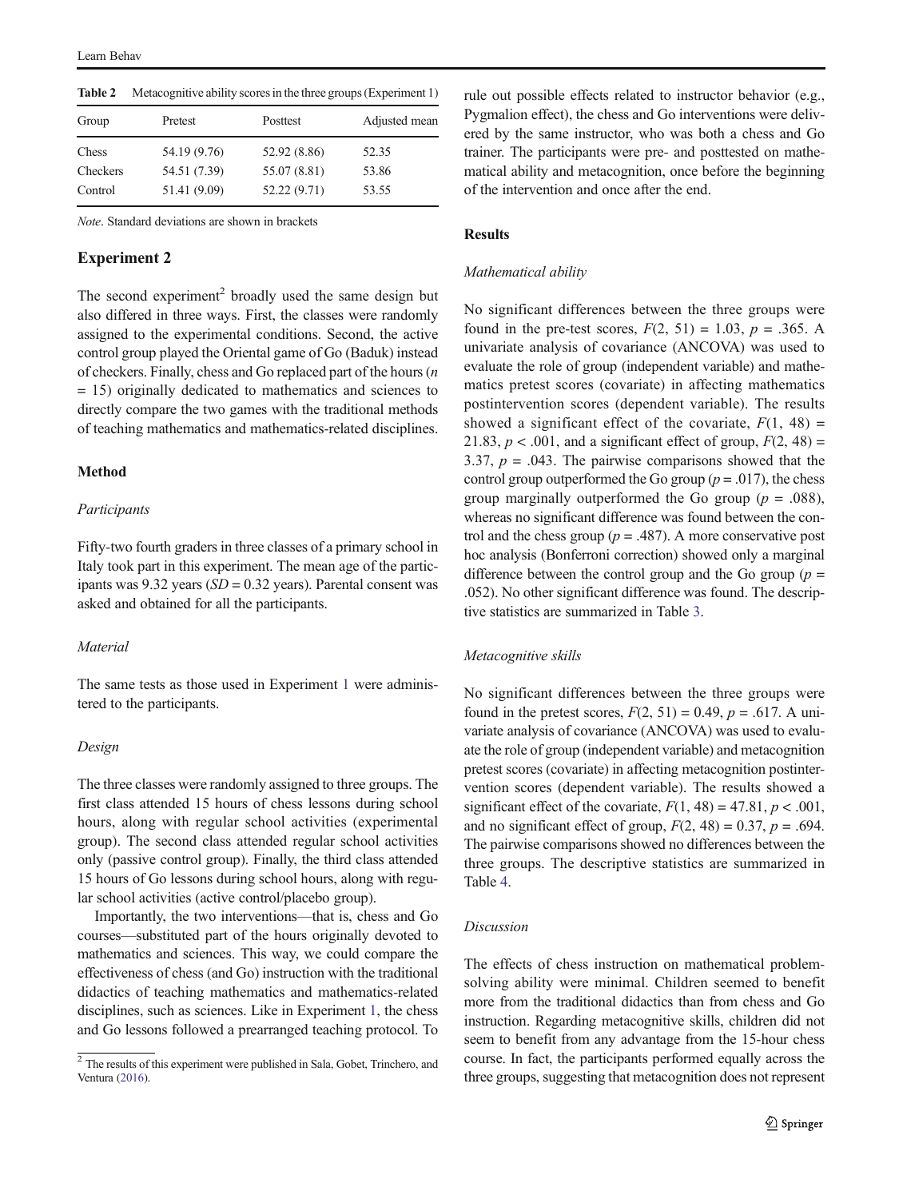**Table 2** Metacognitive ability scores in the three groups (Experiment 1)

| Group | Pretest | Posttest | Adjusted mean |
|---|---|---|---|
| Chess | 54.19 (9.76) | 52.92 (8.86) | 52.35 |
| Checkers | 54.51 (7.39) | 55.07 (8.81) | 53.86 |
| Control | 51.41 (9.09) | 52.22 (9.71) | 53.55 |

*Note*. Standard deviations are shown in brackets

## Experiment 2

The second experiment[2] broadly used the same design but also differed in three ways. First, the classes were randomly assigned to the experimental conditions. Second, the active control group played the Oriental game of Go (Baduk) instead of checkers. Finally, chess and Go replaced part of the hours ($n = 15$) originally dedicated to mathematics and sciences to directly compare the two games with the traditional methods of teaching mathematics and mathematics-related disciplines.

### Method

*Participants*

Fifty-two fourth graders in three classes of a primary school in Italy took part in this experiment. The mean age of the participants was 9.32 years ($SD = 0.32$ years). Parental consent was asked and obtained for all the participants.

*Material*

The same tests as those used in Experiment 1 were administered to the participants.

*Design*

The three classes were randomly assigned to three groups. The first class attended 15 hours of chess lessons during school hours, along with regular school activities (experimental group). The second class attended regular school activities only (passive control group). Finally, the third class attended 15 hours of Go lessons during school hours, along with regular school activities (active control/placebo group).

Importantly, the two interventions—that is, chess and Go courses—substituted part of the hours originally devoted to mathematics and sciences. This way, we could compare the effectiveness of chess (and Go) instruction with the traditional didactics of teaching mathematics and mathematics-related disciplines, such as sciences. Like in Experiment 1, the chess and Go lessons followed a prearranged teaching protocol. To rule out possible effects related to instructor behavior (e.g., Pygmalion effect), the chess and Go interventions were delivered by the same instructor, who was both a chess and Go trainer. The participants were pre- and posttested on mathematical ability and metacognition, once before the beginning of the intervention and once after the end.

### Results

*Mathematical ability*

No significant differences between the three groups were found in the pre-test scores, $F(2, 51) = 1.03$, $p = .365$. A univariate analysis of covariance (ANCOVA) was used to evaluate the role of group (independent variable) and mathematics pretest scores (covariate) in affecting mathematics postintervention scores (dependent variable). The results showed a significant effect of the covariate, $F(1, 48) = 21.83$, $p < .001$, and a significant effect of group, $F(2, 48) = 3.37$, $p = .043$. The pairwise comparisons showed that the control group outperformed the Go group ($p = .017$), the chess group marginally outperformed the Go group ($p = .088$), whereas no significant difference was found between the control and the chess group ($p = .487$). A more conservative post hoc analysis (Bonferroni correction) showed only a marginal difference between the control group and the Go group ($p = .052$). No other significant difference was found. The descriptive statistics are summarized in Table 3.

*Metacognitive skills*

No significant differences between the three groups were found in the pretest scores, $F(2, 51) = 0.49$, $p = .617$. A univariate analysis of covariance (ANCOVA) was used to evaluate the role of group (independent variable) and metacognition pretest scores (covariate) in affecting metacognition postintervention scores (dependent variable). The results showed a significant effect of the covariate, $F(1, 48) = 47.81$, $p < .001$, and no significant effect of group, $F(2, 48) = 0.37$, $p = .694$. The pairwise comparisons showed no differences between the three groups. The descriptive statistics are summarized in Table 4.

*Discussion*

The effects of chess instruction on mathematical problem-solving ability were minimal. Children seemed to benefit more from the traditional didactics than from chess and Go instruction. Regarding metacognitive skills, children did not seem to benefit from any advantage from the 15-hour chess course. In fact, the participants performed equally across the three groups, suggesting that metacognition does not represent

[2] The results of this experiment were published in Sala, Gobet, Trinchero, and Ventura (2016).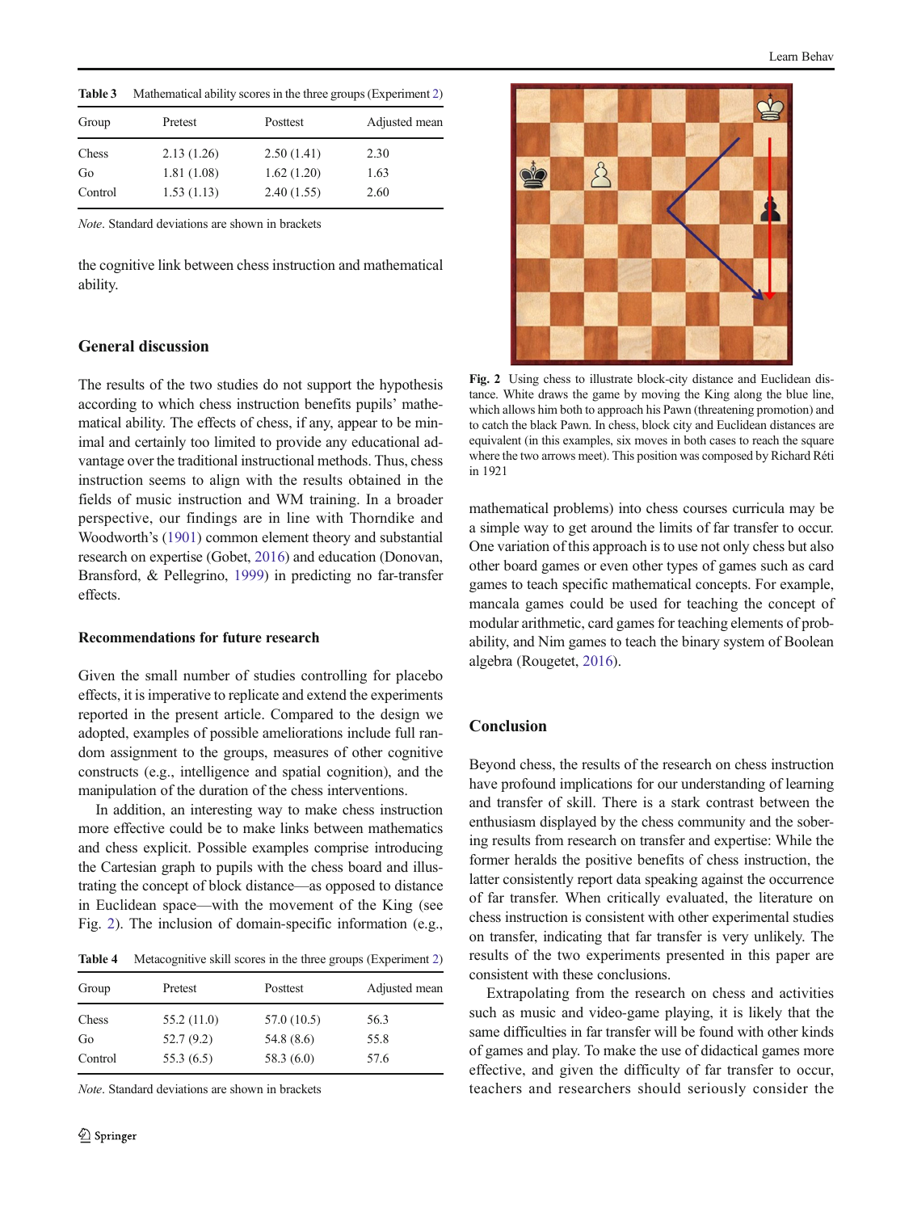**Table 3** Mathematical ability scores in the three groups (Experiment 2)

| Group | Pretest | Posttest | Adjusted mean |
|---|---|---|---|
| Chess | 2.13 (1.26) | 2.50 (1.41) | 2.30 |
| Go | 1.81 (1.08) | 1.62 (1.20) | 1.63 |
| Control | 1.53 (1.13) | 2.40 (1.55) | 2.60 |

*Note*. Standard deviations are shown in brackets

the cognitive link between chess instruction and mathematical ability.

## General discussion

The results of the two studies do not support the hypothesis according to which chess instruction benefits pupils' mathematical ability. The effects of chess, if any, appear to be minimal and certainly too limited to provide any educational advantage over the traditional instructional methods. Thus, chess instruction seems to align with the results obtained in the fields of music instruction and WM training. In a broader perspective, our findings are in line with Thorndike and Woodworth's (1901) common element theory and substantial research on expertise (Gobet, 2016) and education (Donovan, Bransford, & Pellegrino, 1999) in predicting no far-transfer effects.

### Recommendations for future research

Given the small number of studies controlling for placebo effects, it is imperative to replicate and extend the experiments reported in the present article. Compared to the design we adopted, examples of possible ameliorations include full random assignment to the groups, measures of other cognitive constructs (e.g., intelligence and spatial cognition), and the manipulation of the duration of the chess interventions.

In addition, an interesting way to make chess instruction more effective could be to make links between mathematics and chess explicit. Possible examples comprise introducing the Cartesian graph to pupils with the chess board and illustrating the concept of block distance—as opposed to distance in Euclidean space—with the movement of the King (see Fig. 2). The inclusion of domain-specific information (e.g., mathematical problems) into chess courses curricula may be a simple way to get around the limits of far transfer to occur. One variation of this approach is to use not only chess but also other board games or even other types of games such as card games to teach specific mathematical concepts. For example, mancala games could be used for teaching the concept of modular arithmetic, card games for teaching elements of probability, and Nim games to teach the binary system of Boolean algebra (Rougetet, 2016).

**Table 4** Metacognitive skill scores in the three groups (Experiment 2)

| Group | Pretest | Posttest | Adjusted mean |
|---|---|---|---|
| Chess | 55.2 (11.0) | 57.0 (10.5) | 56.3 |
| Go | 52.7 (9.2) | 54.8 (8.6) | 55.8 |
| Control | 55.3 (6.5) | 58.3 (6.0) | 57.6 |

*Note*. Standard deviations are shown in brackets

**Fig. 2** Using chess to illustrate block-city distance and Euclidean distance. White draws the game by moving the King along the blue line, which allows him both to approach his Pawn (threatening promotion) and to catch the black Pawn. In chess, block city and Euclidean distances are equivalent (in this examples, six moves in both cases to reach the square where the two arrows meet). This position was composed by Richard Réti in 1921

## Conclusion

Beyond chess, the results of the research on chess instruction have profound implications for our understanding of learning and transfer of skill. There is a stark contrast between the enthusiasm displayed by the chess community and the sobering results from research on transfer and expertise: While the former heralds the positive benefits of chess instruction, the latter consistently report data speaking against the occurrence of far transfer. When critically evaluated, the literature on chess instruction is consistent with other experimental studies on transfer, indicating that far transfer is very unlikely. The results of the two experiments presented in this paper are consistent with these conclusions.

Extrapolating from the research on chess and activities such as music and video-game playing, it is likely that the same difficulties in far transfer will be found with other kinds of games and play. To make the use of didactical games more effective, and given the difficulty of far transfer to occur, teachers and researchers should seriously consider the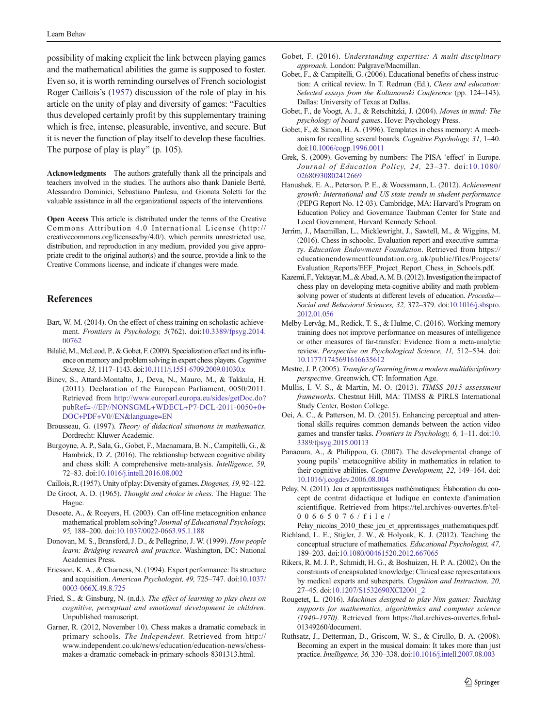possibility of making explicit the link between playing games and the mathematical abilities the game is supposed to foster. Even so, it is worth reminding ourselves of French sociologist Roger Caillois's (1957) discussion of the role of play in his article on the unity of play and diversity of games: "Faculties thus developed certainly profit by this supplementary training which is free, intense, pleasurable, inventive, and secure. But it is never the function of play itself to develop these faculties. The purpose of play is play" (p. 105).

**Acknowledgments** The authors gratefully thank all the principals and teachers involved in the studies. The authors also thank Daniele Berté, Alessandro Dominici, Sebastiano Paulesu, and Gionata Soletti for the valuable assistance in all the organizational aspects of the interventions.

**Open Access** This article is distributed under the terms of the Creative Commons Attribution 4.0 International License (http://creativecommons.org/licenses/by/4.0/), which permits unrestricted use, distribution, and reproduction in any medium, provided you give appropriate credit to the original author(s) and the source, provide a link to the Creative Commons license, and indicate if changes were made.

## References

Bart, W. M. (2014). On the effect of chess training on scholastic achievement. *Frontiers in Psychology, 5*(762). doi:10.3389/fpsyg.2014.00762

Bilalić, M., McLeod, P., & Gobet, F. (2009). Specialization effect and its influence on memory and problem solving in expert chess players. *Cognitive Science, 33,* 1117–1143. doi:10.1111/j.1551-6709.2009.01030.x

Binev, S., Attard-Montalto, J., Deva, N., Mauro, M., & Takkula, H. (2011). Declaration of the European Parliament, 0050/2011. Retrieved from http://www.europarl.europa.eu/sides/getDoc.do?pubRef=-//EP//NONSGML+WDECL+P7-DCL-2011-0050+0+DOC+PDF+V0//EN&language=EN

Brousseau, G. (1997). *Theory of didactical situations in mathematics*. Dordrecht: Kluwer Academic.

Burgoyne, A. P., Sala, G., Gobet, F., Macnamara, B. N., Campitelli, G., & Hambrick, D. Z. (2016). The relationship between cognitive ability and chess skill: A comprehensive meta-analysis. *Intelligence, 59,* 72–83. doi:10.1016/j.intell.2016.08.002

Caillois, R. (1957). Unity of play: Diversity of games. *Diogenes, 19,* 92–122.

De Groot, A. D. (1965). *Thought and choice in chess*. The Hague: The Hague.

Desoete, A., & Roeyers, H. (2003). Can off-line metacognition enhance mathematical problem solving? *Journal of Educational Psychology, 95,* 188–200. doi:10.1037/0022-0663.95.1.188

Donovan, M. S., Bransford, J. D., & Pellegrino, J. W. (1999). *How people learn: Bridging research and practice*. Washington, DC: National Academies Press.

Ericsson, K. A., & Charness, N. (1994). Expert performance: Its structure and acquisition. *American Psychologist, 49,* 725–747. doi:10.1037/0003-066X.49.8.725

Fried, S., & Ginsburg, N. (n.d.). *The effect of learning to play chess on cognitive, perceptual and emotional development in children*. Unpublished manuscript.

Garner, R. (2012, November 10). Chess makes a dramatic comeback in primary schools. *The Independent*. Retrieved from http://www.independent.co.uk/news/education/education-news/chess-makes-a-dramatic-comeback-in-primary-schools-8301313.html.

Gobet, F. (2016). *Understanding expertise: A multi-disciplinary approach*. London: Palgrave/Macmillan.

Gobet, F., & Campitelli, G. (2006). Educational benefits of chess instruction: A critical review. In T. Redman (Ed.), *Chess and education: Selected essays from the Koltanowski Conference* (pp. 124–143). Dallas: University of Texas at Dallas.

Gobet, F., de Voogt, A. J., & Retschitzki, J. (2004). *Moves in mind: The psychology of board games*. Hove: Psychology Press.

Gobet, F., & Simon, H. A. (1996). Templates in chess memory: A mechanism for recalling several boards. *Cognitive Psychology, 31,* 1–40. doi:10.1006/cogp.1996.0011

Grek, S. (2009). Governing by numbers: The PISA 'effect' in Europe. *Journal of Education Policy, 24,* 23–37. doi:10.1080/02680930802412669

Hanushek, E. A., Peterson, P. E., & Woessmann, L. (2012). *Achievement growth: International and US state trends in student performance* (PEPG Report No. 12-03). Cambridge, MA: Harvard's Program on Education Policy and Governance Taubman Center for State and Local Government, Harvard Kennedy School.

Jerrim, J., Macmillan, L., Micklewright, J., Sawtell, M., & Wiggins, M. (2016). Chess in schools:. Evaluation report and executive summary. *Education Endowment Foundation*. Retrieved from https://educationendowmentfoundation.org.uk/public/files/Projects/Evaluation_Reports/EEF_Project_Report_Chess_in_Schools.pdf.

Kazemi, F., Yektayar, M., & Abad, A. M. B. (2012). Investigation the impact of chess play on developing meta-cognitive ability and math problem-solving power of students at different levels of education. *Procedia—Social and Behavioral Sciences, 32,* 372–379. doi:10.1016/j.sbspro.2012.01.056

Melby-Lervåg, M., Redick, T. S., & Hulme, C. (2016). Working memory training does not improve performance on measures of intelligence or other measures of far-transfer: Evidence from a meta-analytic review. *Perspective on Psychological Science, 11,* 512–534. doi:10.1177/1745691616635612

Mestre, J. P. (2005). *Transfer of learning from a modern multidisciplinary perspective*. Greenwich, CT: Information Age.

Mullis, I. V. S., & Martin, M. O. (2013). *TIMSS 2015 assessment frameworks*. Chestnut Hill, MA: TIMSS & PIRLS International Study Center, Boston College.

Oei, A. C., & Patterson, M. D. (2015). Enhancing perceptual and attentional skills requires common demands between the action video games and transfer tasks. *Frontiers in Psychology, 6,* 1–11. doi:10.3389/fpsyg.2015.00113

Panaoura, A., & Philippou, G. (2007). The developmental change of young pupils' metacognitive ability in mathematics in relation to their cognitive abilities. *Cognitive Development, 22,* 149–164. doi:10.1016/j.cogdev.2006.08.004

Pelay, N. (2011). Jeu et apprentissages mathématiques: Élaboration du concept de contrat didactique et ludique en contexte d'animation scientifique. Retrieved from https://tel.archives-ouvertes.fr/tel-00665076/file/Pelay_nicolas_2010_these_jeu_et_apprentissages_mathematiques.pdf.

Richland, L. E., Stigler, J. W., & Holyoak, K. J. (2012). Teaching the conceptual structure of mathematics. *Educational Psychologist, 47,* 189–203. doi:10.1080/00461520.2012.667065

Rikers, R. M. J. P., Schmidt, H. G., & Boshuizen, H. P. A. (2002). On the constraints of encapsulated knowledge: Clinical case representations by medical experts and subexperts. *Cognition and Instruction, 20,* 27–45. doi:10.1207/S1532690XCI2001_2

Rougetet, L. (2016). *Machines designed to play Nim games: Teaching supports for mathematics, algorithmics and computer science (1940–1970)*. Retrieved from https://hal.archives-ouvertes.fr/hal-01349260/document.

Ruthsatz, J., Detterman, D., Griscom, W. S., & Cirullo, B. A. (2008). Becoming an expert in the musical domain: It takes more than just practice. *Intelligence, 36,* 330–338. doi:10.1016/j.intell.2007.08.003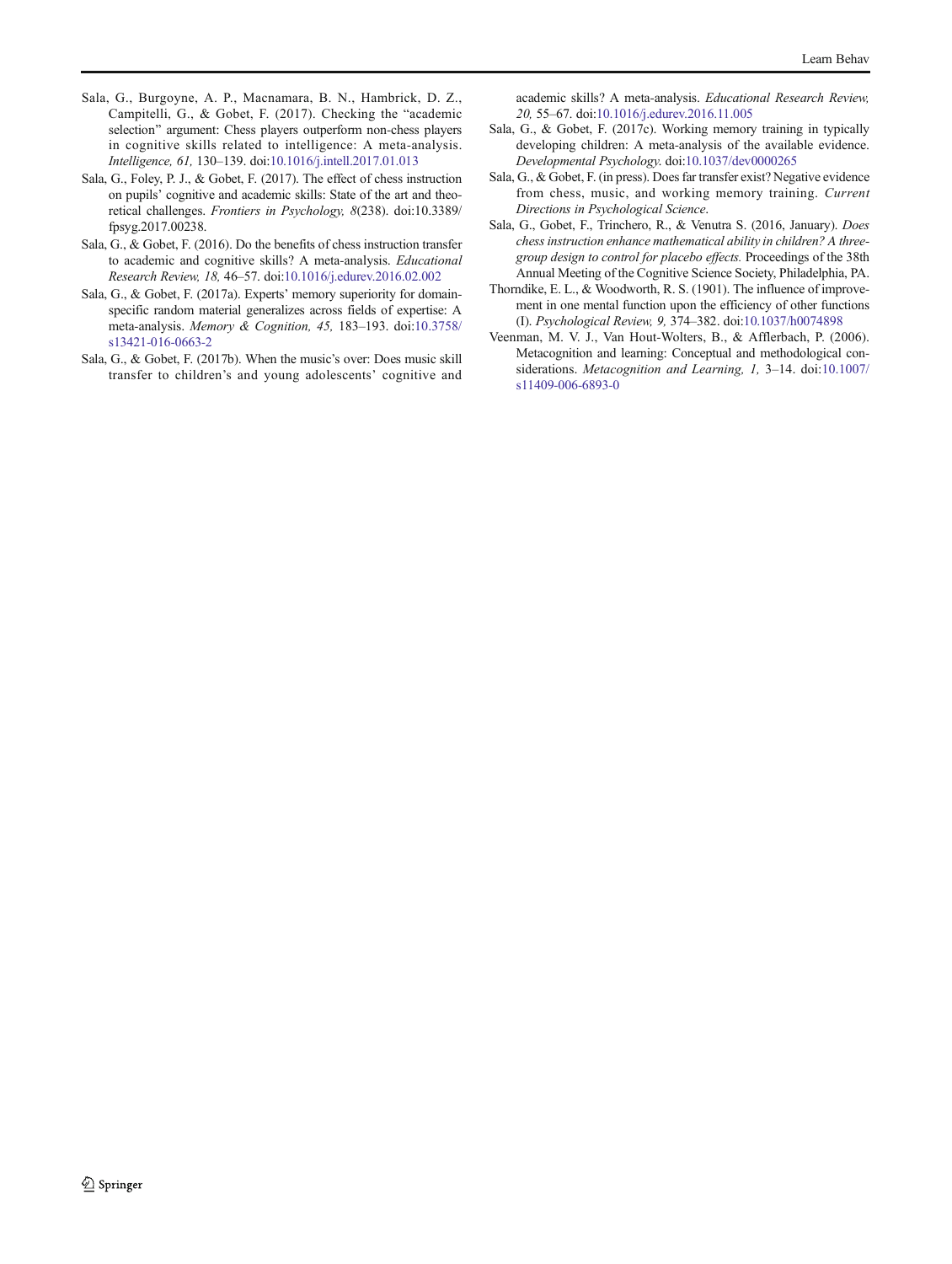Sala, G., Burgoyne, A. P., Macnamara, B. N., Hambrick, D. Z., Campitelli, G., & Gobet, F. (2017). Checking the "academic selection" argument: Chess players outperform non-chess players in cognitive skills related to intelligence: A meta-analysis. *Intelligence, 61,* 130–139. doi:10.1016/j.intell.2017.01.013

Sala, G., Foley, P. J., & Gobet, F. (2017). The effect of chess instruction on pupils' cognitive and academic skills: State of the art and theoretical challenges. *Frontiers in Psychology, 8*(238). doi:10.3389/fpsyg.2017.00238.

Sala, G., & Gobet, F. (2016). Do the benefits of chess instruction transfer to academic and cognitive skills? A meta-analysis. *Educational Research Review, 18,* 46–57. doi:10.1016/j.edurev.2016.02.002

Sala, G., & Gobet, F. (2017a). Experts' memory superiority for domain-specific random material generalizes across fields of expertise: A meta-analysis. *Memory & Cognition, 45,* 183–193. doi:10.3758/s13421-016-0663-2

Sala, G., & Gobet, F. (2017b). When the music's over: Does music skill transfer to children's and young adolescents' cognitive and academic skills? A meta-analysis. *Educational Research Review, 20,* 55–67. doi:10.1016/j.edurev.2016.11.005

Sala, G., & Gobet, F. (2017c). Working memory training in typically developing children: A meta-analysis of the available evidence. *Developmental Psychology.* doi:10.1037/dev0000265

Sala, G., & Gobet, F. (in press). Does far transfer exist? Negative evidence from chess, music, and working memory training. *Current Directions in Psychological Science.*

Sala, G., Gobet, F., Trinchero, R., & Venutra S. (2016, January). *Does chess instruction enhance mathematical ability in children? A three-group design to control for placebo effects.* Proceedings of the 38th Annual Meeting of the Cognitive Science Society, Philadelphia, PA.

Thorndike, E. L., & Woodworth, R. S. (1901). The influence of improvement in one mental function upon the efficiency of other functions (I). *Psychological Review, 9,* 374–382. doi:10.1037/h0074898

Veenman, M. V. J., Van Hout-Wolters, B., & Afflerbach, P. (2006). Metacognition and learning: Conceptual and methodological considerations. *Metacognition and Learning, 1,* 3–14. doi:10.1007/s11409-006-6893-0